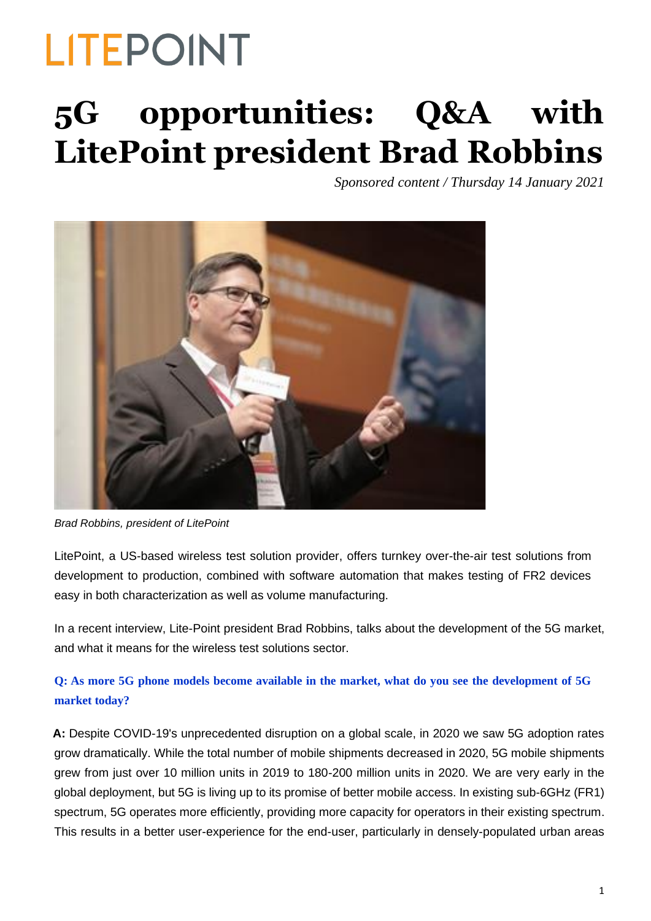LITEPOINT

# 5G opportunities: Q&A with LitePoint president Brad Robbins

*Sponsored content / Thursday 14 January 2021*

*Brad Robbins, president of LitePoint*

LitePoint, a US-based wireless test solution provider, offers turnkey over-the-air test solutions from development to production, combined with software automation that makes testing of FR2 devices easy in both characterization as well as volume manufacturing.

In a recent interview, Lite-Point president Brad Robbins, talks about the development of the 5G market, and what it means for the wireless test solutions sector.

**Q: As more 5G phone models become available in the market, what do you see the development of 5G market today?**

**A:** Despite COVID-19's unprecedented disruption on a global scale, in 2020 we saw 5G adoption rates grow dramatically. While the total number of mobile shipments decreased in 2020, 5G mobile shipments grew from just over 10 million units in 2019 to 180-200 million units in 2020. We are very early in the global deployment, but 5G is living up to its promise of better mobile access. In existing sub-6GHz (FR1) spectrum, 5G operates more efficiently, providing more capacity for operators in their existing spectrum. This results in a better user-experience for the end-user, particularly in densely-populated urban areas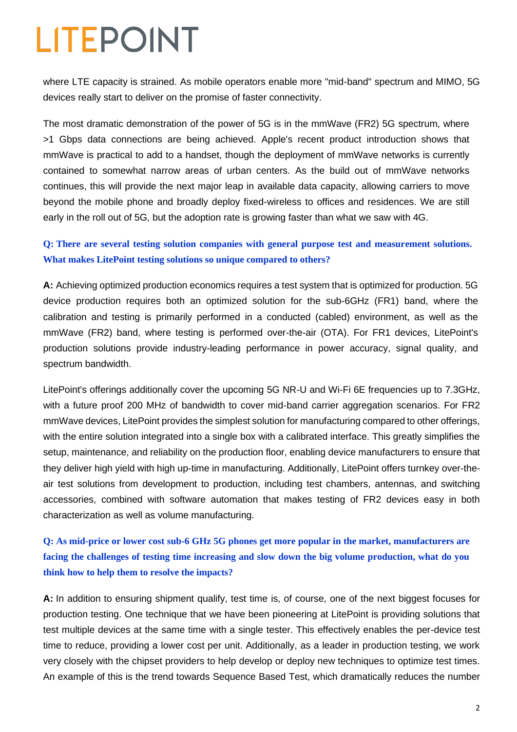where LTE capacity is strained. As mobile operators enable more "mid-band" spectrum and MIMO, 5G devices really start to deliver on the promise of faster connectivity.

The most dramatic demonstration of the power of 5G is in the mmWave (FR2) 5G spectrum, where >1 Gbps data connections are being achieved. Apple's recent product introduction shows that mmWave is practical to add to a handset, though the deployment of mmWave networks is currently contained to somewhat narrow areas of urban centers. As the build out of mmWave networks continues, this will provide the next major leap in available data capacity, allowing carriers to move beyond the mobile phone and broadly deploy fixed-wireless to offices and residences. We are still early in the roll out of 5G, but the adoption rate is growing faster than what we saw with 4G.

**Q: There are several testing solution companies with general purpose test and measurement solutions. What makes LitePoint testing solutions so unique compared to others?**

**A:** Achieving optimized production economics requires a test system that is optimized for production. 5G device production requires both an optimized solution for the sub-6GHz (FR1) band, where the calibration and testing is primarily performed in a conducted (cabled) environment, as well as the mmWave (FR2) band, where testing is performed over-the-air (OTA). For FR1 devices, LitePoint's production solutions provide industry-leading performance in power accuracy, signal quality, and spectrum bandwidth.

LitePoint's offerings additionally cover the upcoming 5G NR-U and Wi-Fi 6E frequencies up to 7.3GHz, with a future proof 200 MHz of bandwidth to cover mid-band carrier aggregation scenarios. For FR2 mmWave devices, LitePoint provides the simplest solution for manufacturing compared to other offerings, with the entire solution integrated into a single box with a calibrated interface. This greatly simplifies the setup, maintenance, and reliability on the production floor, enabling device manufacturers to ensure that they deliver high yield with high up-time in manufacturing. Additionally, LitePoint offers turnkey over-the-air test solutions from development to production, including test chambers, antennas, and switching accessories, combined with software automation that makes testing of FR2 devices easy in both characterization as well as volume manufacturing.

**Q: As mid-price or lower cost sub-6 GHz 5G phones get more popular in the market, manufacturers are facing the challenges of testing time increasing and slow down the big volume production, what do you think how to help them to resolve the impacts?**

**A:** In addition to ensuring shipment qualify, test time is, of course, one of the next biggest focuses for production testing. One technique that we have been pioneering at LitePoint is providing solutions that test multiple devices at the same time with a single tester. This effectively enables the per-device test time to reduce, providing a lower cost per unit. Additionally, as a leader in production testing, we work very closely with the chipset providers to help develop or deploy new techniques to optimize test times. An example of this is the trend towards Sequence Based Test, which dramatically reduces the number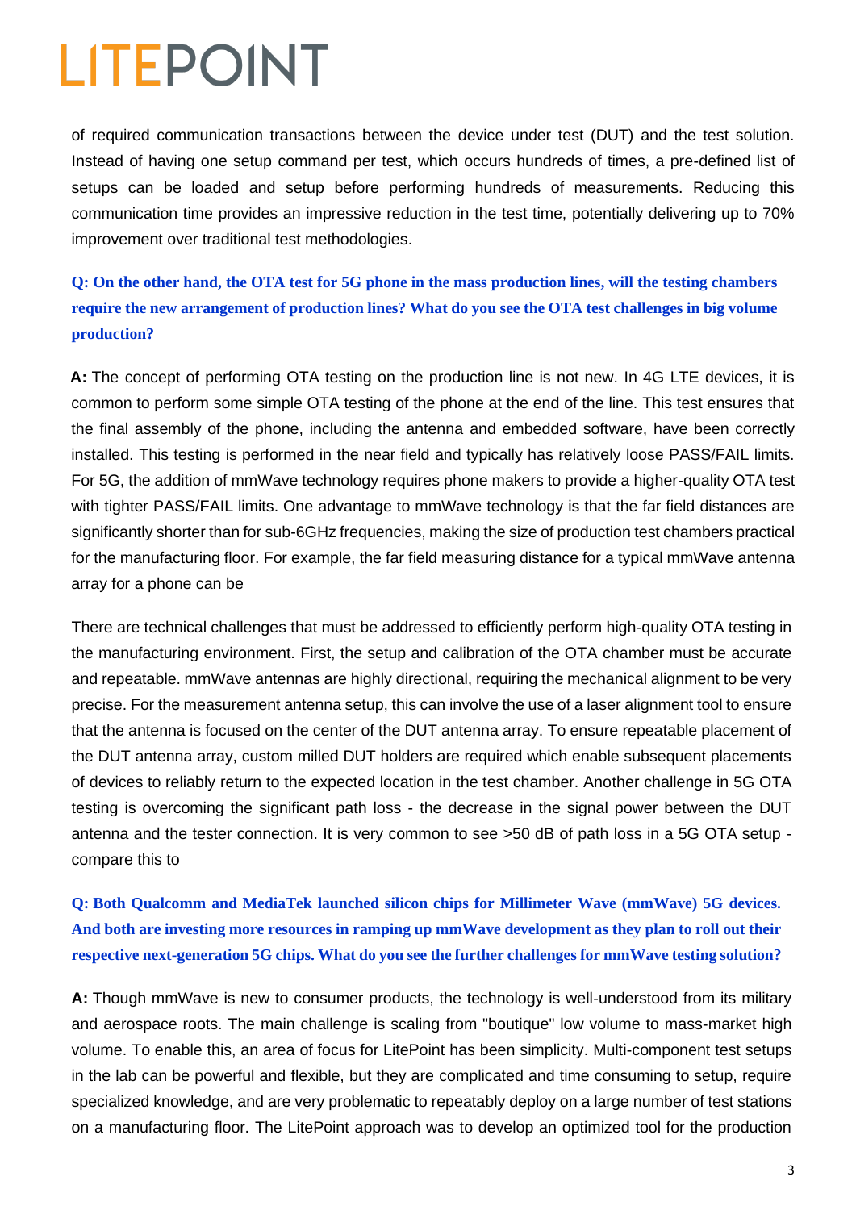of required communication transactions between the device under test (DUT) and the test solution. Instead of having one setup command per test, which occurs hundreds of times, a pre-defined list of setups can be loaded and setup before performing hundreds of measurements. Reducing this communication time provides an impressive reduction in the test time, potentially delivering up to 70% improvement over traditional test methodologies.

**Q: On the other hand, the OTA test for 5G phone in the mass production lines, will the testing chambers require the new arrangement of production lines? What do you see the OTA test challenges in big volume production?**

**A:** The concept of performing OTA testing on the production line is not new. In 4G LTE devices, it is common to perform some simple OTA testing of the phone at the end of the line. This test ensures that the final assembly of the phone, including the antenna and embedded software, have been correctly installed. This testing is performed in the near field and typically has relatively loose PASS/FAIL limits. For 5G, the addition of mmWave technology requires phone makers to provide a higher-quality OTA test with tighter PASS/FAIL limits. One advantage to mmWave technology is that the far field distances are significantly shorter than for sub-6GHz frequencies, making the size of production test chambers practical for the manufacturing floor. For example, the far field measuring distance for a typical mmWave antenna array for a phone can be

There are technical challenges that must be addressed to efficiently perform high-quality OTA testing in the manufacturing environment. First, the setup and calibration of the OTA chamber must be accurate and repeatable. mmWave antennas are highly directional, requiring the mechanical alignment to be very precise. For the measurement antenna setup, this can involve the use of a laser alignment tool to ensure that the antenna is focused on the center of the DUT antenna array. To ensure repeatable placement of the DUT antenna array, custom milled DUT holders are required which enable subsequent placements of devices to reliably return to the expected location in the test chamber. Another challenge in 5G OTA testing is overcoming the significant path loss - the decrease in the signal power between the DUT antenna and the tester connection. It is very common to see >50 dB of path loss in a 5G OTA setup - compare this to

**Q: Both Qualcomm and MediaTek launched silicon chips for Millimeter Wave (mmWave) 5G devices. And both are investing more resources in ramping up mmWave development as they plan to roll out their respective next-generation 5G chips. What do you see the further challenges for mmWave testing solution?**

**A:** Though mmWave is new to consumer products, the technology is well-understood from its military and aerospace roots. The main challenge is scaling from "boutique" low volume to mass-market high volume. To enable this, an area of focus for LitePoint has been simplicity. Multi-component test setups in the lab can be powerful and flexible, but they are complicated and time consuming to setup, require specialized knowledge, and are very problematic to repeatably deploy on a large number of test stations on a manufacturing floor. The LitePoint approach was to develop an optimized tool for the production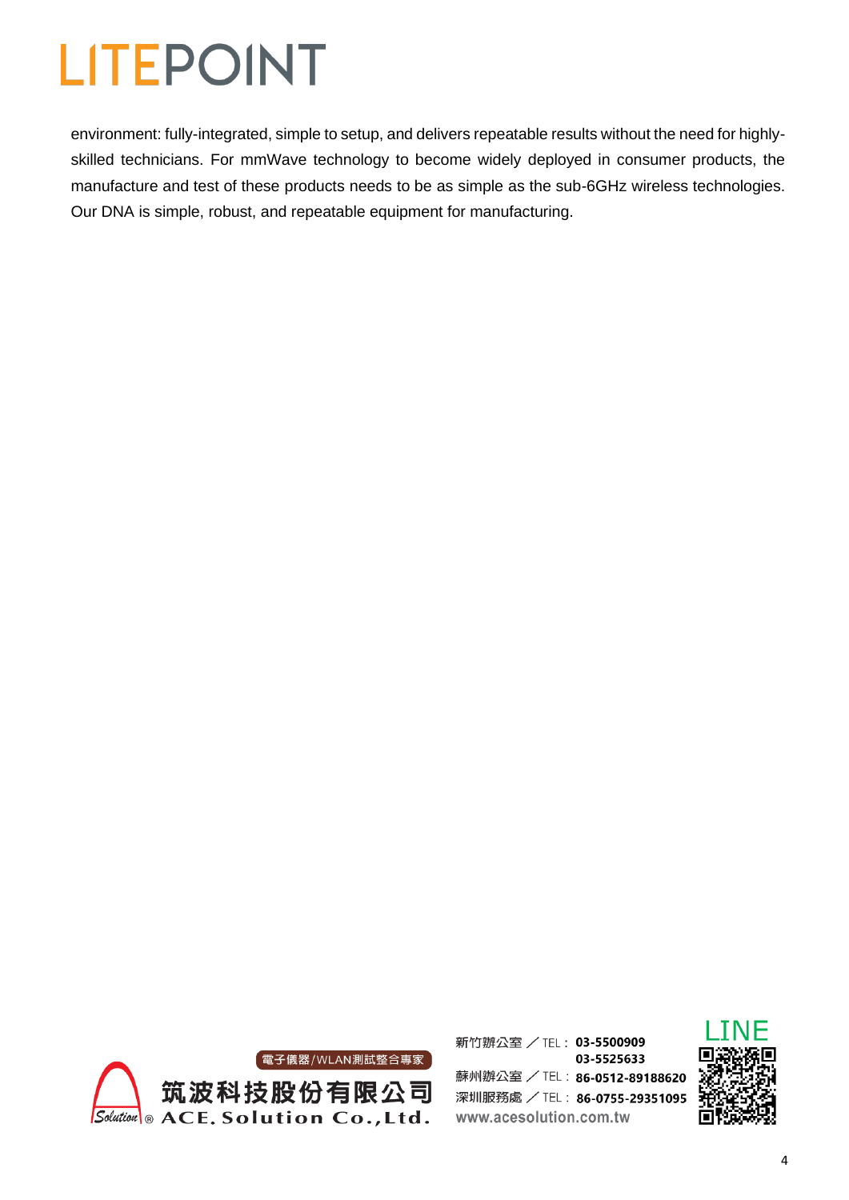environment: fully-integrated, simple to setup, and delivers repeatable results without the need for highly-skilled technicians. For mmWave technology to become widely deployed in consumer products, the manufacture and test of these products needs to be as simple as the sub-6GHz wireless technologies. Our DNA is simple, robust, and repeatable equipment for manufacturing.

電子儀器/WLAN測試整合專家

筑波科技股份有限公司
ACE. Solution Co.,Ltd.

新竹辦公室 ／TEL：03-5500909
03-5525633
蘇州辦公室 ／TEL：86-0512-89188620
深圳服務處 ／TEL：86-0755-29351095
www.acesolution.com.tw

LINE